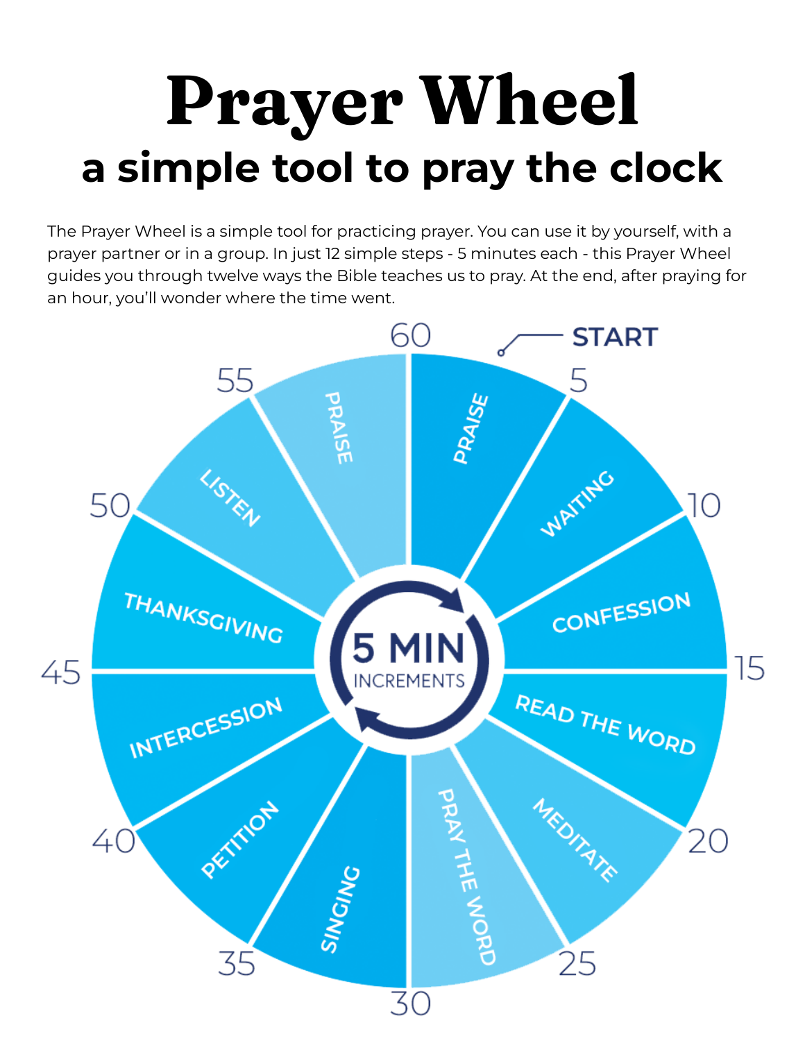# Prayer Wheel

## a simple tool to pray the clock

The Prayer Wheel is a simple tool for practicing prayer. You can use it by yourself, with a prayer partner or in a group. In just 12 simple steps - 5 minutes each - this Prayer Wheel guides you through twelve ways the Bible teaches us to pray. At the end, after praying for an hour, you'll wonder where the time went.

START

5 MIN INCREMENTS

| Minutes | Step |
| --- | --- |
| 60–5 | PRAISE |
| 5–10 | WAITING |
| 10–15 | CONFESSION |
| 15–20 | READ THE WORD |
| 20–25 | MEDITATE |
| 25–30 | PRAY THE WORD |
| 30–35 | SINGING |
| 35–40 | PETITION |
| 40–45 | INTERCESSION |
| 45–50 | THANKSGIVING |
| 50–55 | LISTEN |
| 55–60 | PRAISE |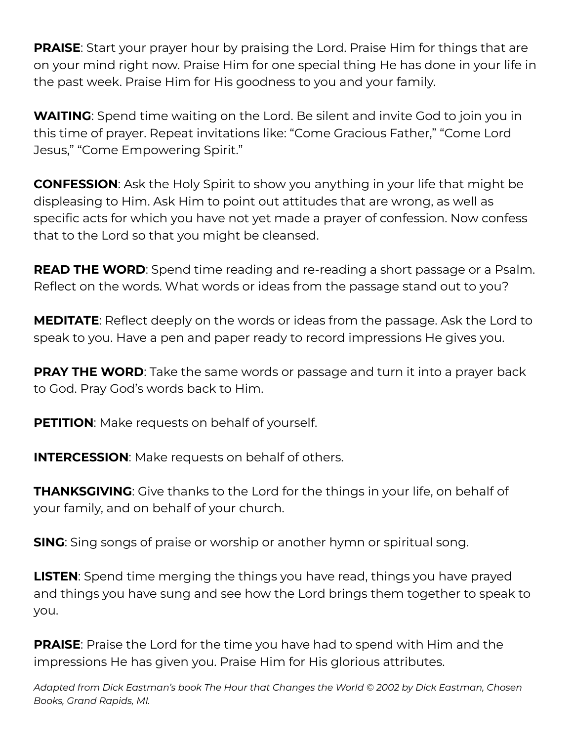**PRAISE**: Start your prayer hour by praising the Lord. Praise Him for things that are on your mind right now. Praise Him for one special thing He has done in your life in the past week. Praise Him for His goodness to you and your family.

**WAITING**: Spend time waiting on the Lord. Be silent and invite God to join you in this time of prayer. Repeat invitations like: "Come Gracious Father," "Come Lord Jesus," "Come Empowering Spirit."

**CONFESSION**: Ask the Holy Spirit to show you anything in your life that might be displeasing to Him. Ask Him to point out attitudes that are wrong, as well as specific acts for which you have not yet made a prayer of confession. Now confess that to the Lord so that you might be cleansed.

**READ THE WORD**: Spend time reading and re-reading a short passage or a Psalm. Reflect on the words. What words or ideas from the passage stand out to you?

**MEDITATE**: Reflect deeply on the words or ideas from the passage. Ask the Lord to speak to you. Have a pen and paper ready to record impressions He gives you.

**PRAY THE WORD**: Take the same words or passage and turn it into a prayer back to God. Pray God's words back to Him.

**PETITION**: Make requests on behalf of yourself.

**INTERCESSION**: Make requests on behalf of others.

**THANKSGIVING**: Give thanks to the Lord for the things in your life, on behalf of your family, and on behalf of your church.

**SING**: Sing songs of praise or worship or another hymn or spiritual song.

**LISTEN**: Spend time merging the things you have read, things you have prayed and things you have sung and see how the Lord brings them together to speak to you.

**PRAISE**: Praise the Lord for the time you have had to spend with Him and the impressions He has given you. Praise Him for His glorious attributes.

*Adapted from Dick Eastman's book The Hour that Changes the World © 2002 by Dick Eastman, Chosen Books, Grand Rapids, MI.*